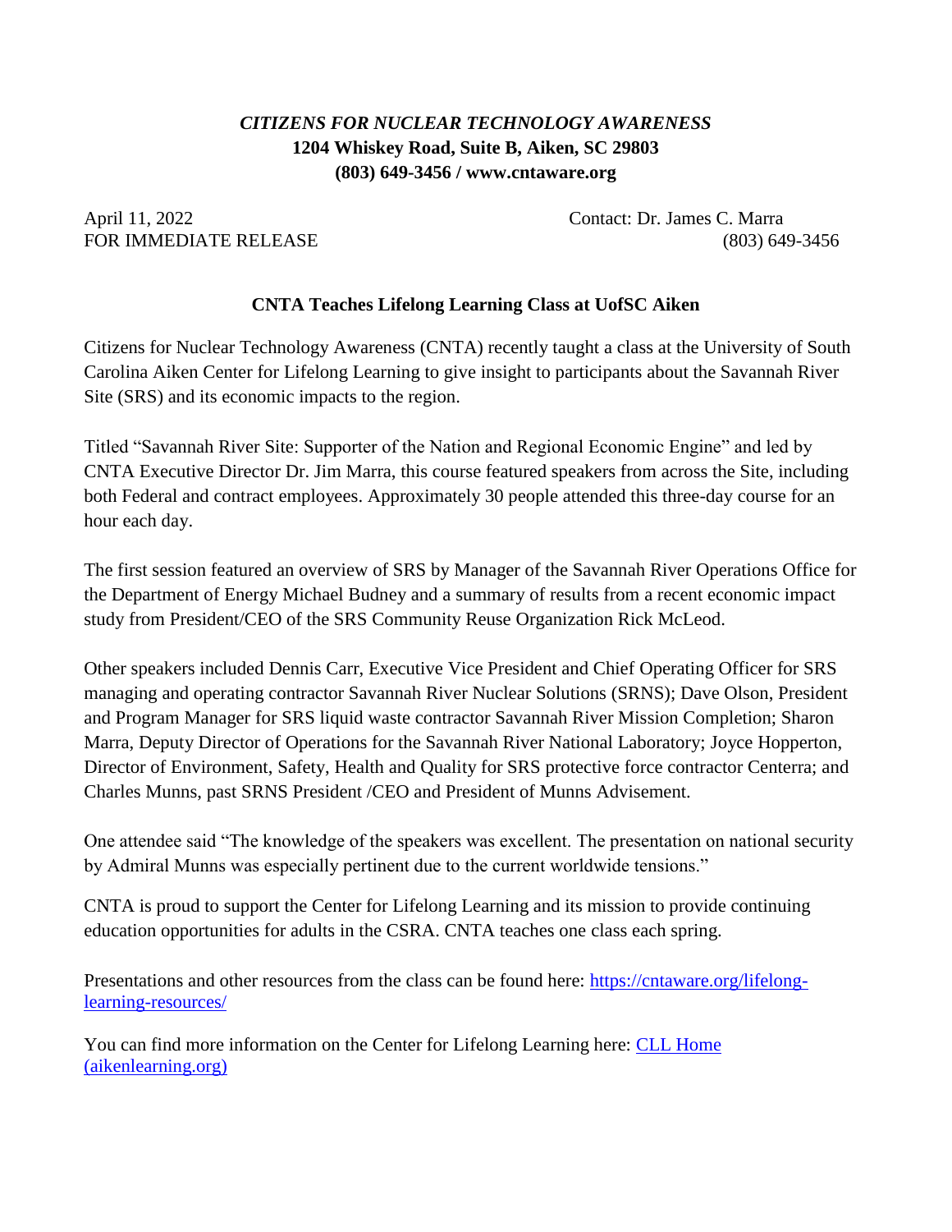***CITIZENS FOR NUCLEAR TECHNOLOGY AWARENESS***
**1204 Whiskey Road, Suite B, Aiken, SC 29803**
**(803) 649-3456 / www.cntaware.org**

April 11, 2022 — Contact: Dr. James C. Marra
FOR IMMEDIATE RELEASE — (803) 649-3456

## CNTA Teaches Lifelong Learning Class at UofSC Aiken

Citizens for Nuclear Technology Awareness (CNTA) recently taught a class at the University of South Carolina Aiken Center for Lifelong Learning to give insight to participants about the Savannah River Site (SRS) and its economic impacts to the region.

Titled "Savannah River Site: Supporter of the Nation and Regional Economic Engine" and led by CNTA Executive Director Dr. Jim Marra, this course featured speakers from across the Site, including both Federal and contract employees. Approximately 30 people attended this three-day course for an hour each day.

The first session featured an overview of SRS by Manager of the Savannah River Operations Office for the Department of Energy Michael Budney and a summary of results from a recent economic impact study from President/CEO of the SRS Community Reuse Organization Rick McLeod.

Other speakers included Dennis Carr, Executive Vice President and Chief Operating Officer for SRS managing and operating contractor Savannah River Nuclear Solutions (SRNS); Dave Olson, President and Program Manager for SRS liquid waste contractor Savannah River Mission Completion; Sharon Marra, Deputy Director of Operations for the Savannah River National Laboratory; Joyce Hopperton, Director of Environment, Safety, Health and Quality for SRS protective force contractor Centerra; and Charles Munns, past SRNS President /CEO and President of Munns Advisement.

One attendee said "The knowledge of the speakers was excellent. The presentation on national security by Admiral Munns was especially pertinent due to the current worldwide tensions."

CNTA is proud to support the Center for Lifelong Learning and its mission to provide continuing education opportunities for adults in the CSRA. CNTA teaches one class each spring.

Presentations and other resources from the class can be found here: [https://cntaware.org/lifelong-learning-resources/](https://cntaware.org/lifelong-learning-resources/)

You can find more information on the Center for Lifelong Learning here: [CLL Home (aikenlearning.org)](aikenlearning.org)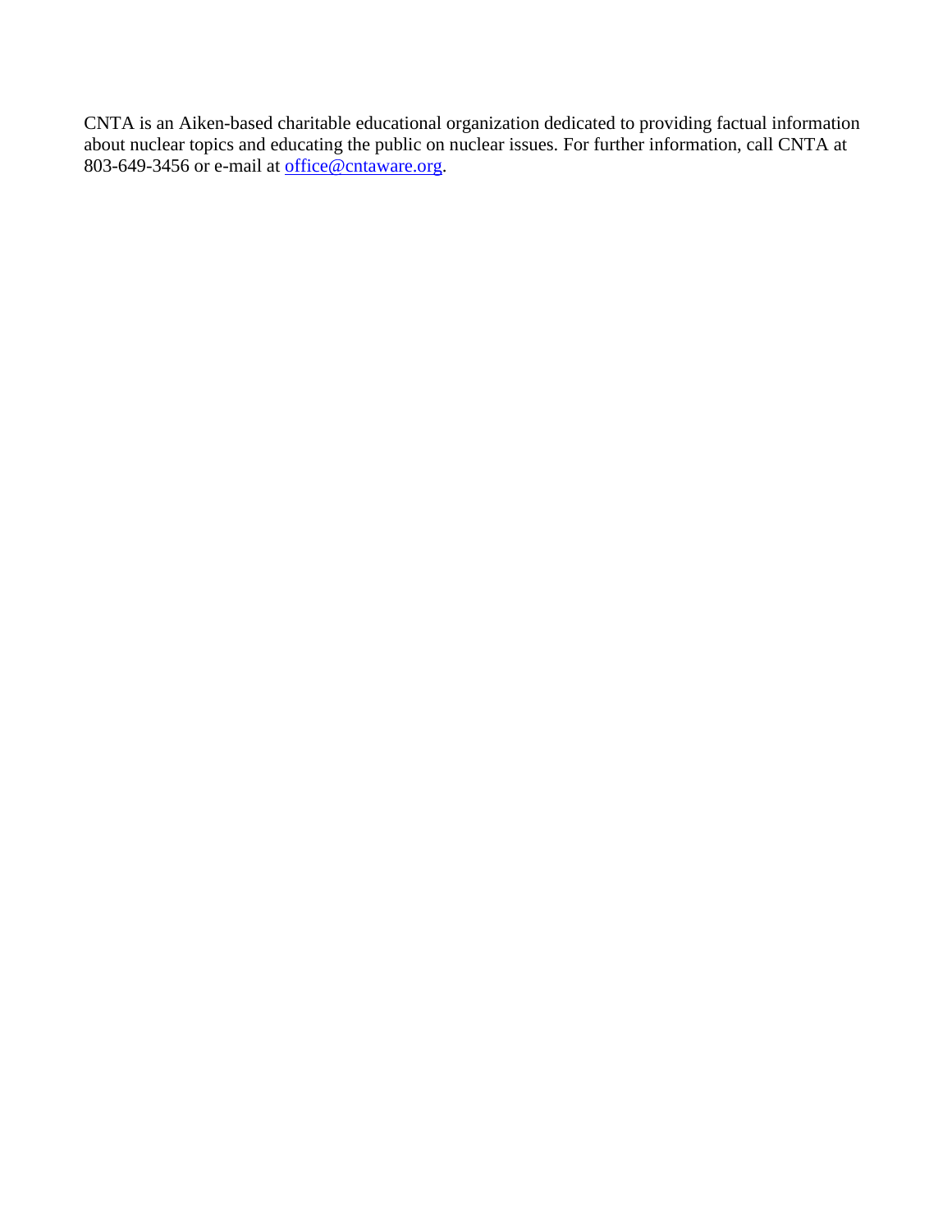CNTA is an Aiken-based charitable educational organization dedicated to providing factual information about nuclear topics and educating the public on nuclear issues. For further information, call CNTA at 803-649-3456 or e-mail at office@cntaware.org.